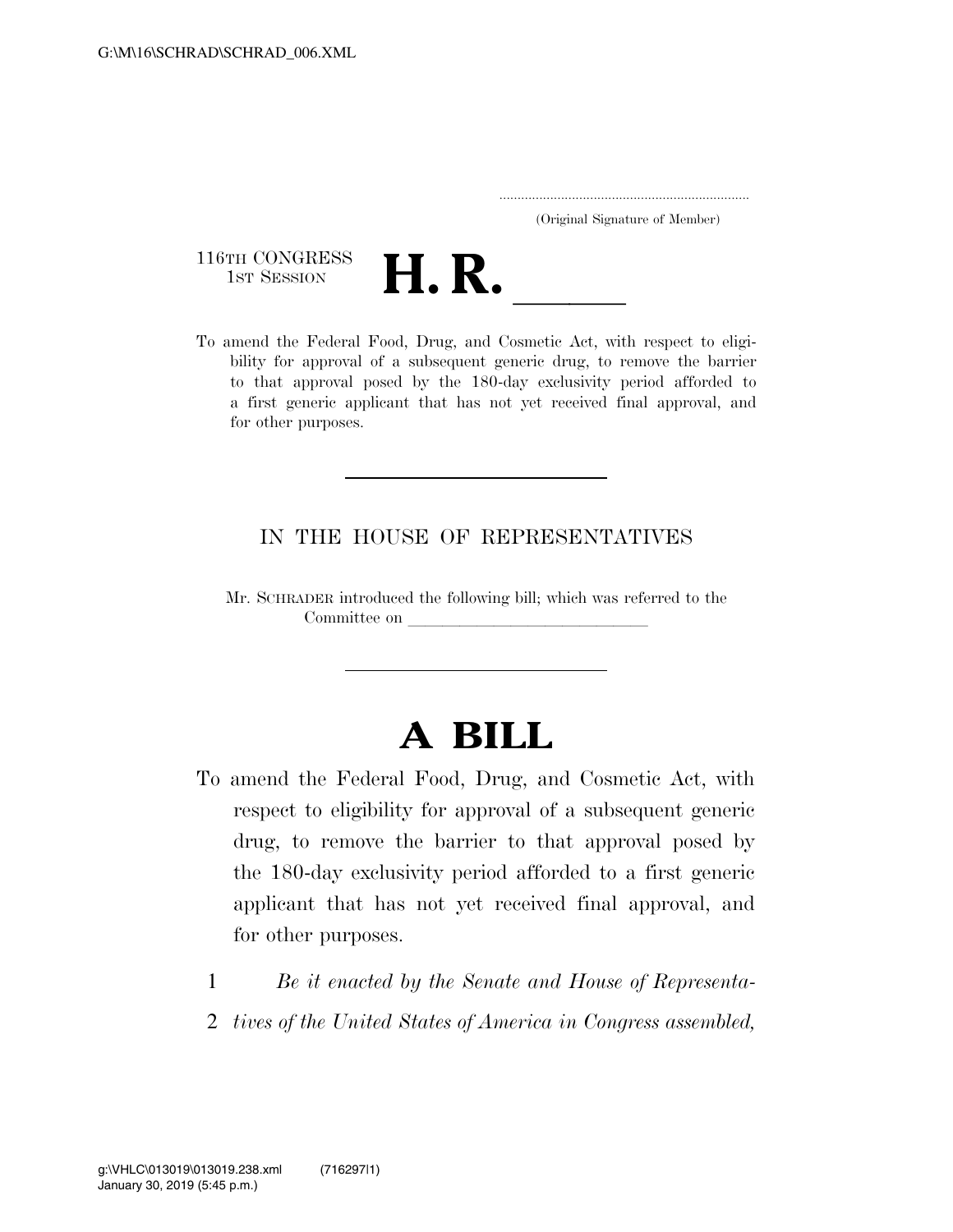(Original Signature of Member)

116TH CONGRESS
1ST SESSION

# H. R. \_\_\_\_\_\_

To amend the Federal Food, Drug, and Cosmetic Act, with respect to eligibility for approval of a subsequent generic drug, to remove the barrier to that approval posed by the 180-day exclusivity period afforded to a first generic applicant that has not yet received final approval, and for other purposes.

IN THE HOUSE OF REPRESENTATIVES

Mr. SCHRADER introduced the following bill; which was referred to the Committee on \_\_\_\_\_\_\_\_\_\_\_\_\_\_\_\_\_\_\_\_\_\_\_\_\_\_\_\_

# A BILL

To amend the Federal Food, Drug, and Cosmetic Act, with respect to eligibility for approval of a subsequent generic drug, to remove the barrier to that approval posed by the 180-day exclusivity period afforded to a first generic applicant that has not yet received final approval, and for other purposes.

1 *Be it enacted by the Senate and House of Representa-*
2 *tives of the United States of America in Congress assembled,*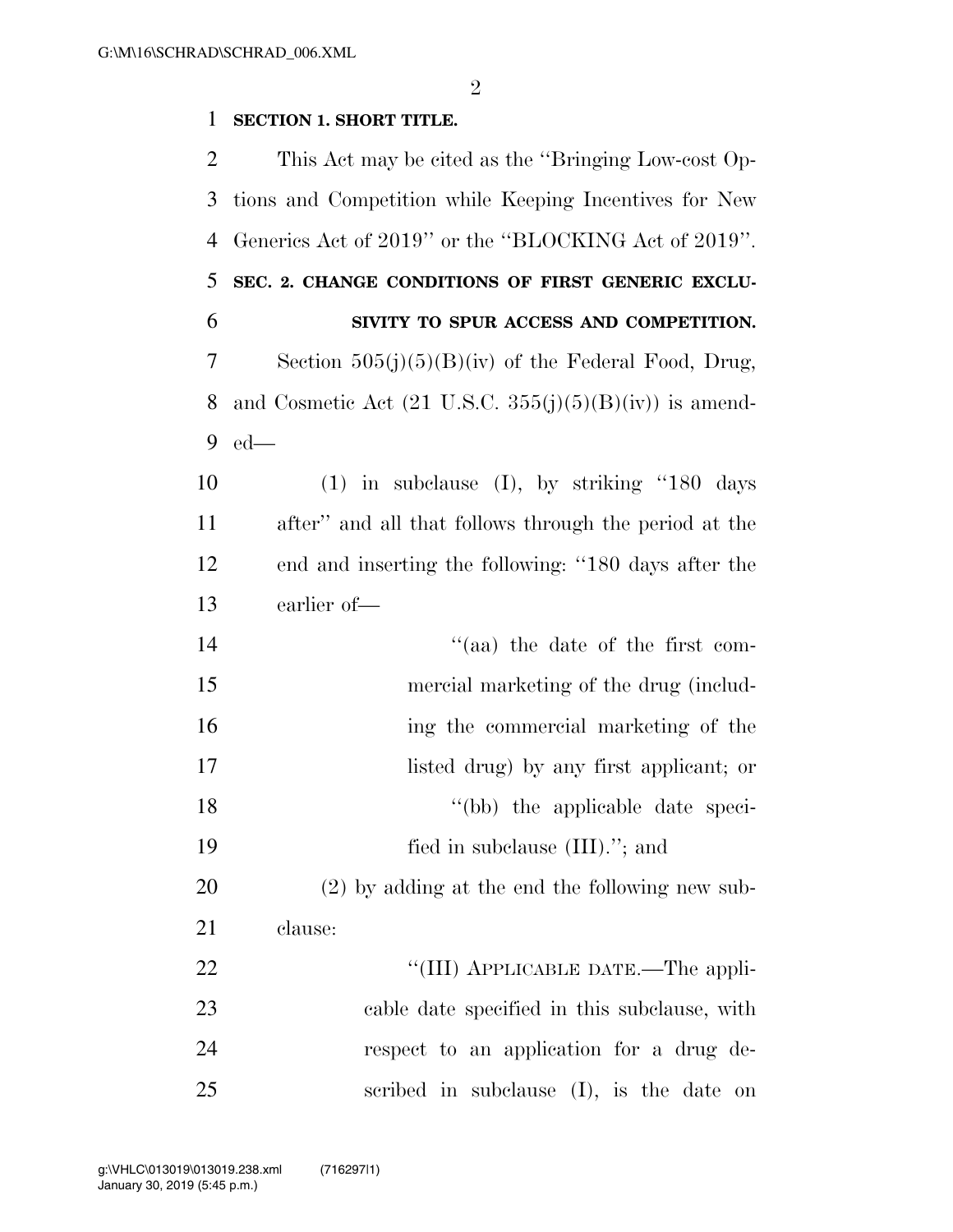**SECTION 1. SHORT TITLE.**

This Act may be cited as the "Bringing Low-cost Options and Competition while Keeping Incentives for New Generics Act of 2019" or the "BLOCKING Act of 2019".

**SEC. 2. CHANGE CONDITIONS OF FIRST GENERIC EXCLUSIVITY TO SPUR ACCESS AND COMPETITION.**

Section 505(j)(5)(B)(iv) of the Federal Food, Drug, and Cosmetic Act (21 U.S.C. 355(j)(5)(B)(iv)) is amended—

(1) in subclause (I), by striking "180 days after" and all that follows through the period at the end and inserting the following: "180 days after the earlier of—

"(aa) the date of the first commercial marketing of the drug (including the commercial marketing of the listed drug) by any first applicant; or

"(bb) the applicable date specified in subclause (III)."; and

(2) by adding at the end the following new subclause:

"(III) APPLICABLE DATE.—The applicable date specified in this subclause, with respect to an application for a drug described in subclause (I), is the date on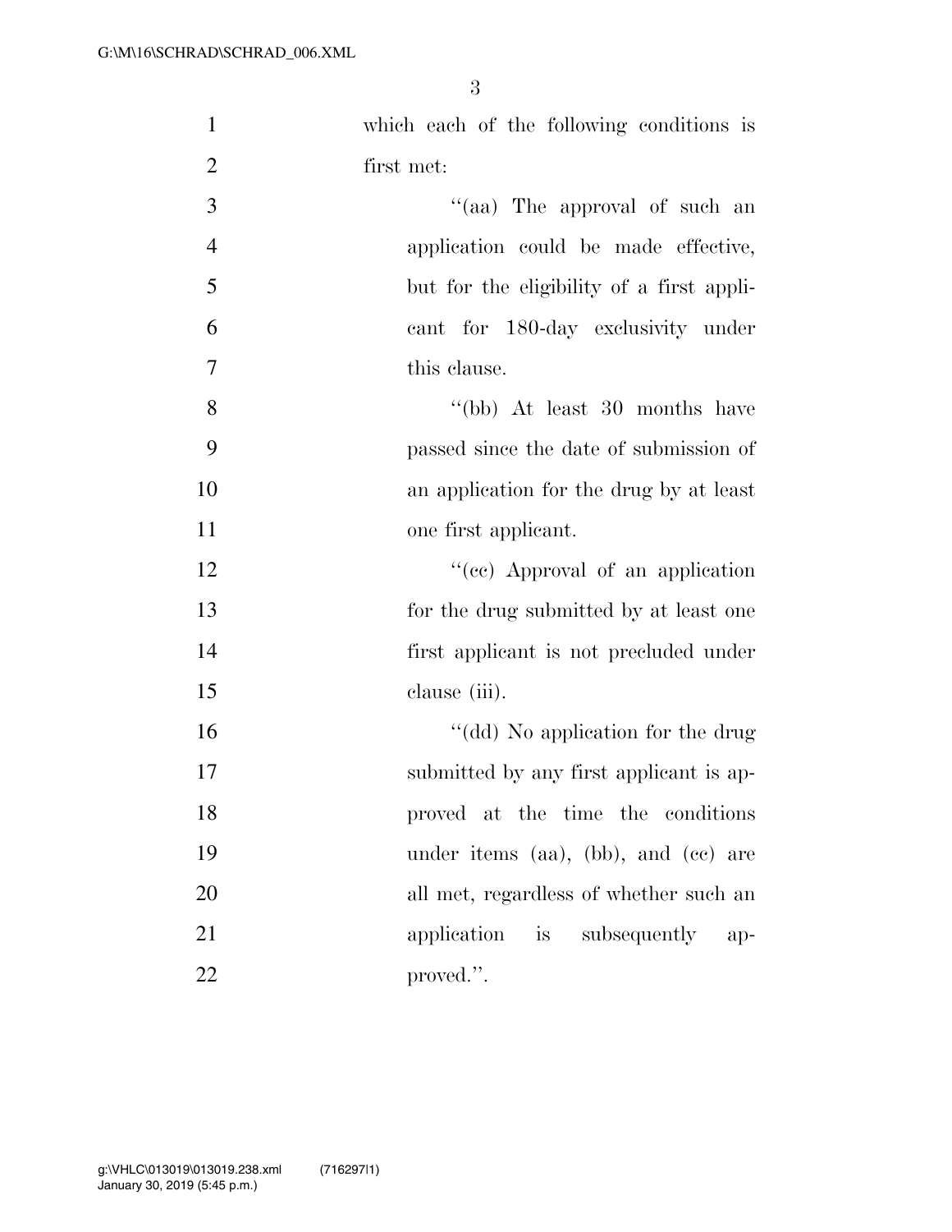which each of the following conditions is first met:

''(aa) The approval of such an application could be made effective, but for the eligibility of a first applicant for 180-day exclusivity under this clause.

''(bb) At least 30 months have passed since the date of submission of an application for the drug by at least one first applicant.

''(cc) Approval of an application for the drug submitted by at least one first applicant is not precluded under clause (iii).

''(dd) No application for the drug submitted by any first applicant is approved at the time the conditions under items (aa), (bb), and (cc) are all met, regardless of whether such an application is subsequently approved.''.